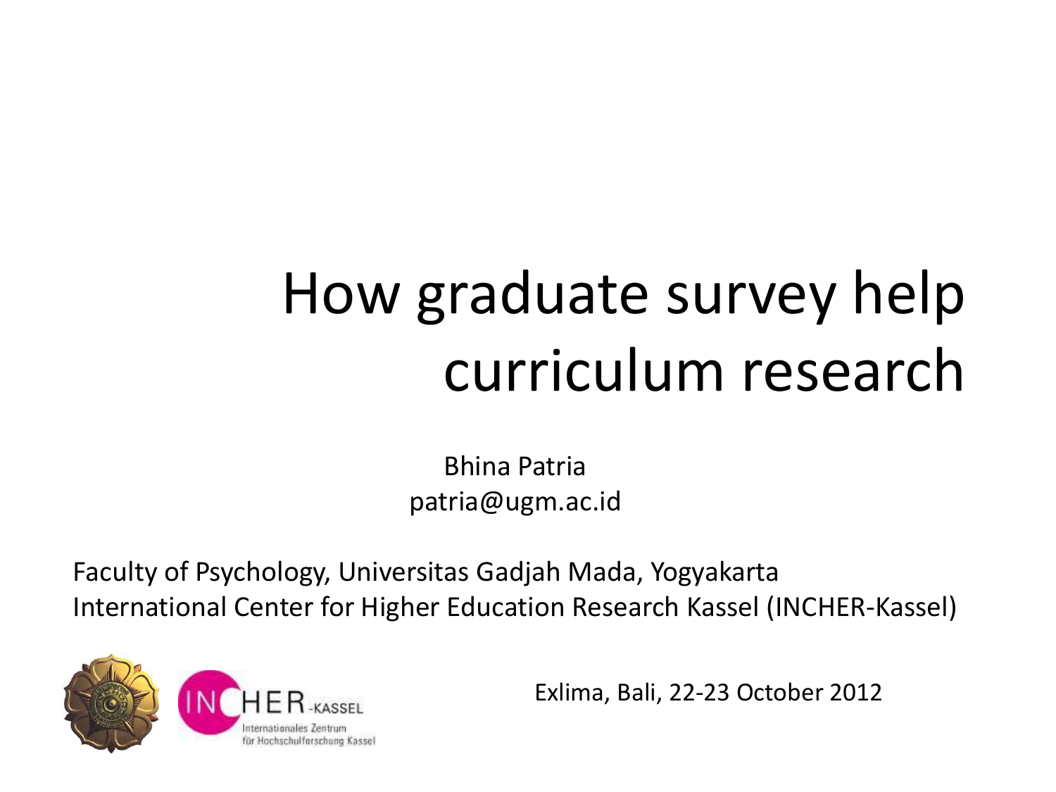# How graduate survey help curriculum research

Bhina Patria
patria@ugm.ac.id

Faculty of Psychology, Universitas Gadjah Mada, Yogyakarta
International Center for Higher Education Research Kassel (INCHER-Kassel)

Exlima, Bali, 22-23 October 2012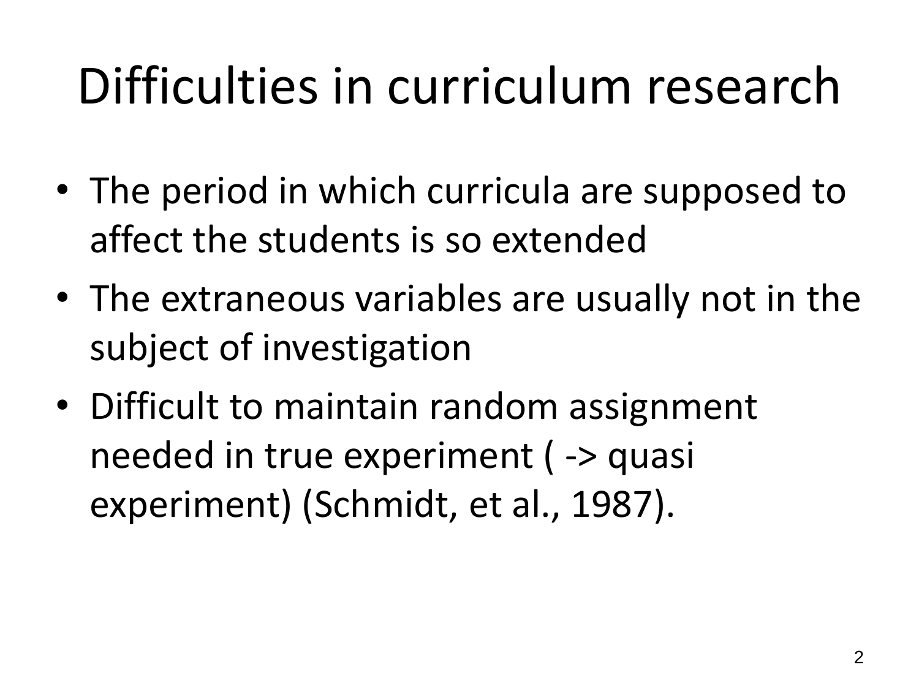# Difficulties in curriculum research

- The period in which curricula are supposed to affect the students is so extended
- The extraneous variables are usually not in the subject of investigation
- Difficult to maintain random assignment needed in true experiment ( -> quasi experiment) (Schmidt, et al., 1987).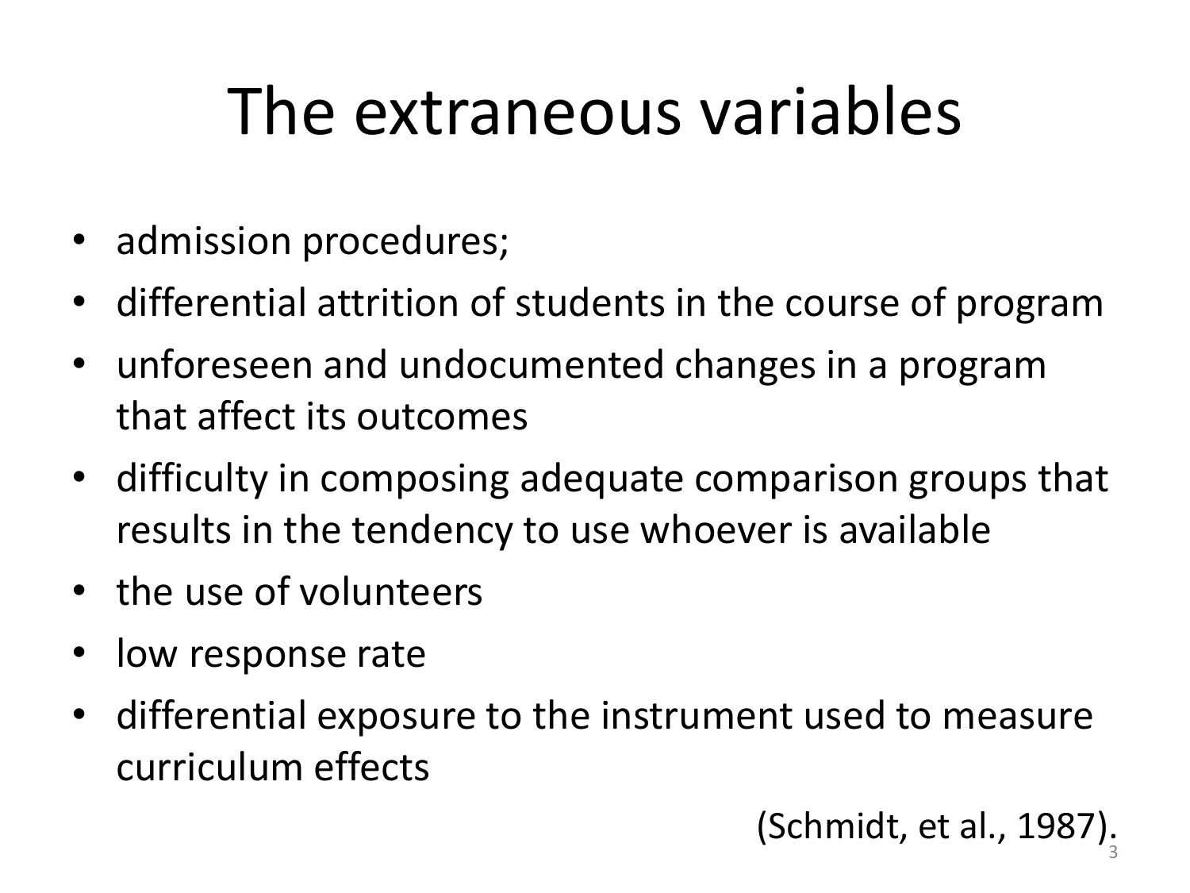# The extraneous variables

- admission procedures;
- differential attrition of students in the course of program
- unforeseen and undocumented changes in a program that affect its outcomes
- difficulty in composing adequate comparison groups that results in the tendency to use whoever is available
- the use of volunteers
- low response rate
- differential exposure to the instrument used to measure curriculum effects

(Schmidt, et al., 1987).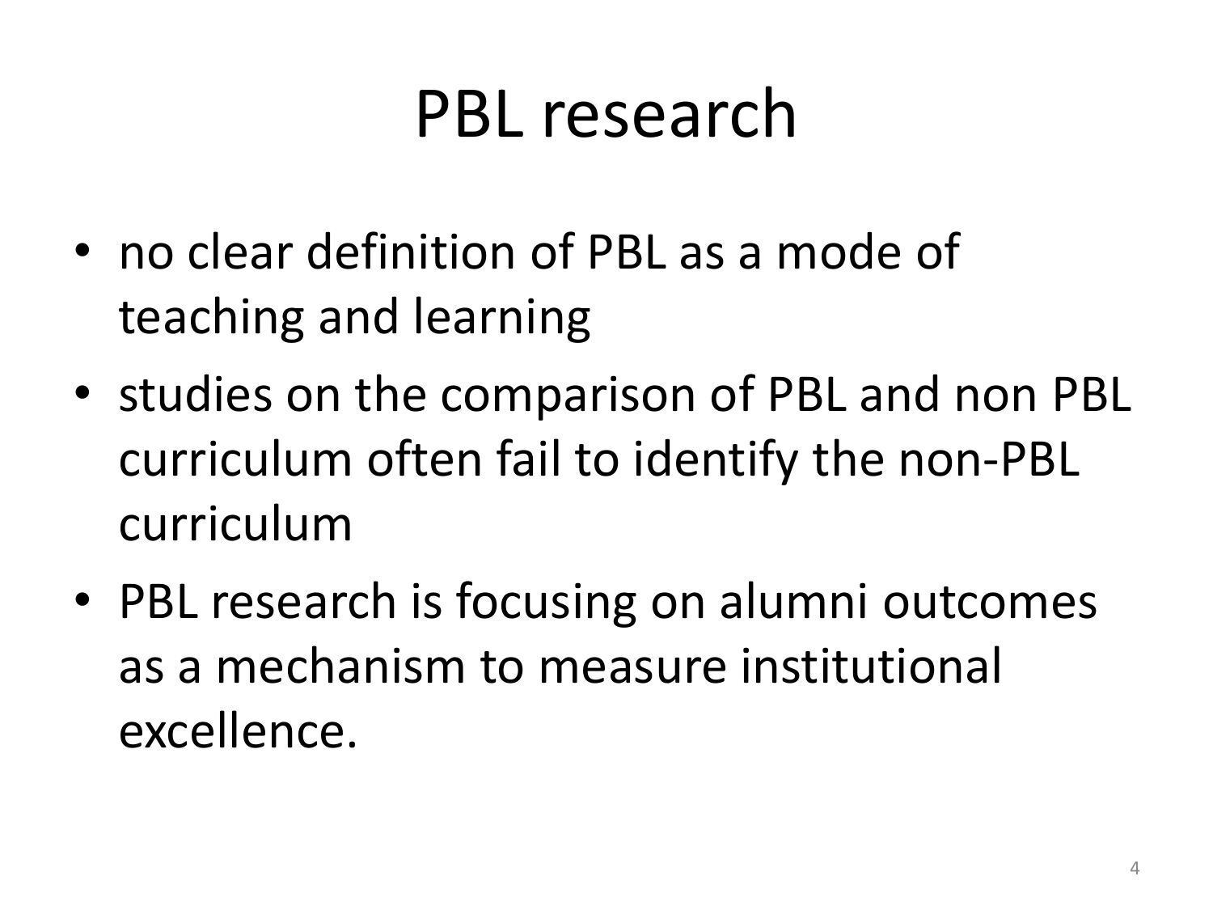# PBL research

- no clear definition of PBL as a mode of teaching and learning
- studies on the comparison of PBL and non PBL curriculum often fail to identify the non-PBL curriculum
- PBL research is focusing on alumni outcomes as a mechanism to measure institutional excellence.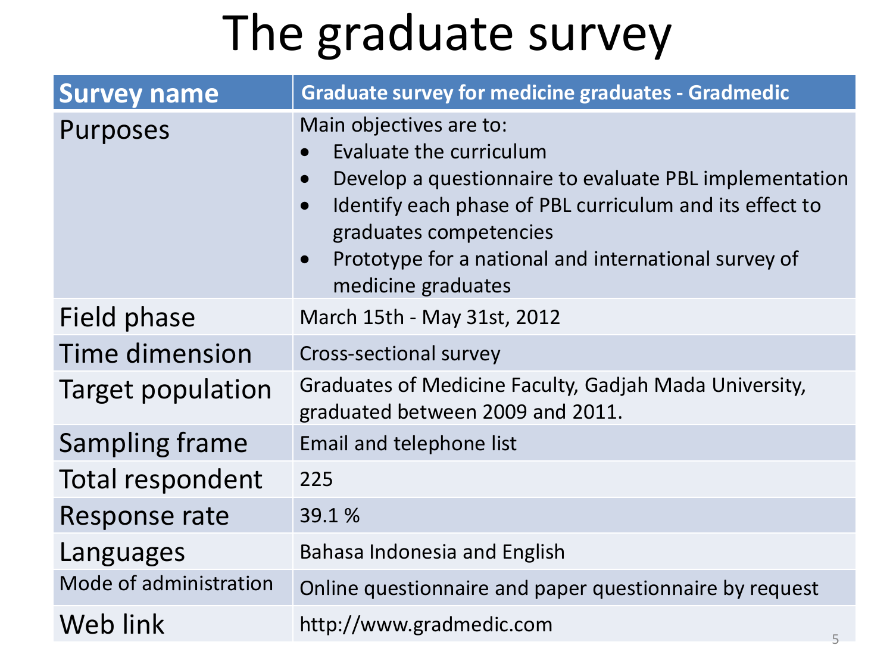# The graduate survey

| Survey name | Graduate survey for medicine graduates - Gradmedic |
|---|---|
| Purposes | Main objectives are to:<br>• Evaluate the curriculum<br>• Develop a questionnaire to evaluate PBL implementation<br>• Identify each phase of PBL curriculum and its effect to graduates competencies<br>• Prototype for a national and international survey of medicine graduates |
| Field phase | March 15th - May 31st, 2012 |
| Time dimension | Cross-sectional survey |
| Target population | Graduates of Medicine Faculty, Gadjah Mada University, graduated between 2009 and 2011. |
| Sampling frame | Email and telephone list |
| Total respondent | 225 |
| Response rate | 39.1 % |
| Languages | Bahasa Indonesia and English |
| Mode of administration | Online questionnaire and paper questionnaire by request |
| Web link | http://www.gradmedic.com |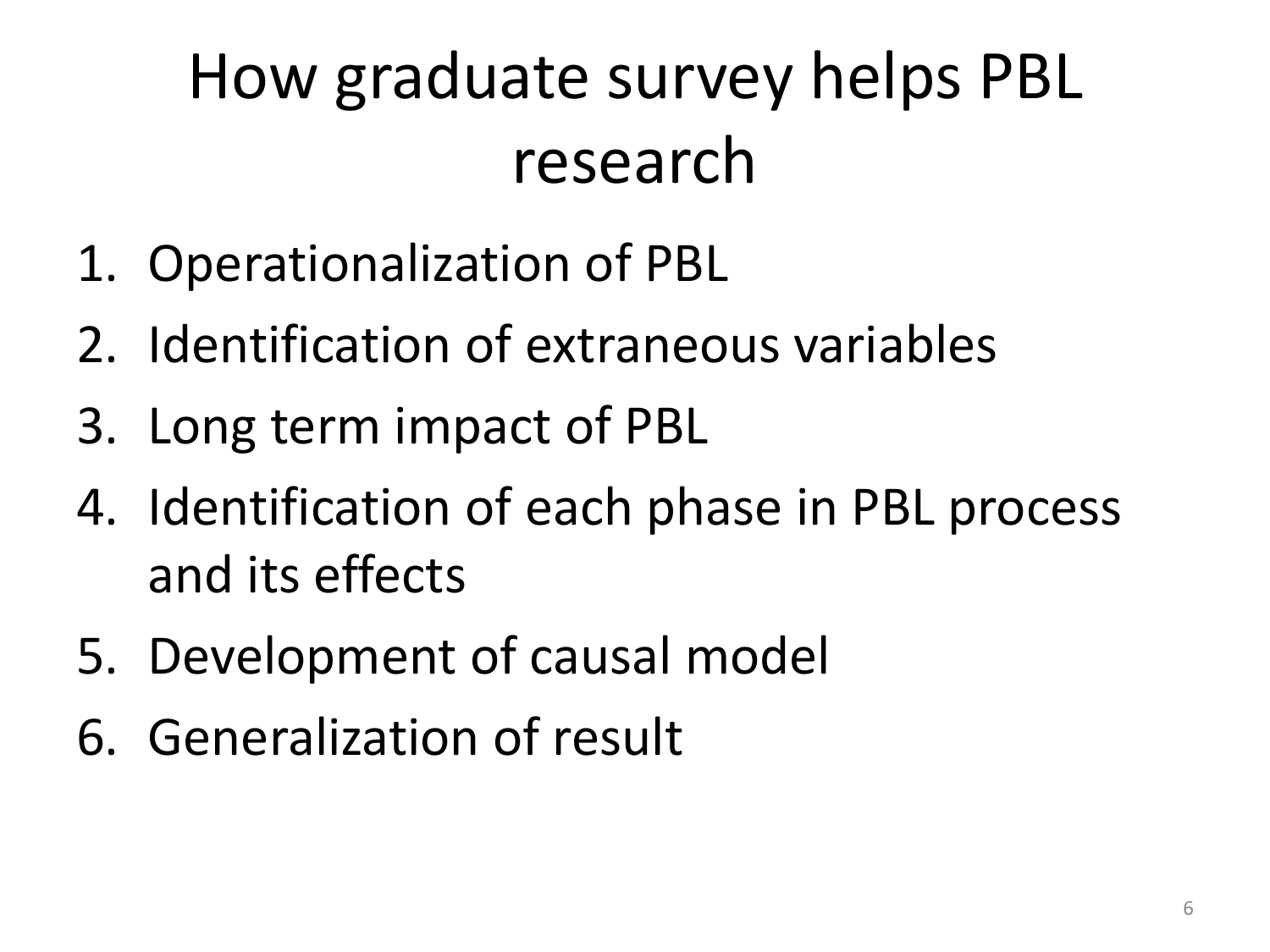# How graduate survey helps PBL research

1. Operationalization of PBL
2. Identification of extraneous variables
3. Long term impact of PBL
4. Identification of each phase in PBL process and its effects
5. Development of causal model
6. Generalization of result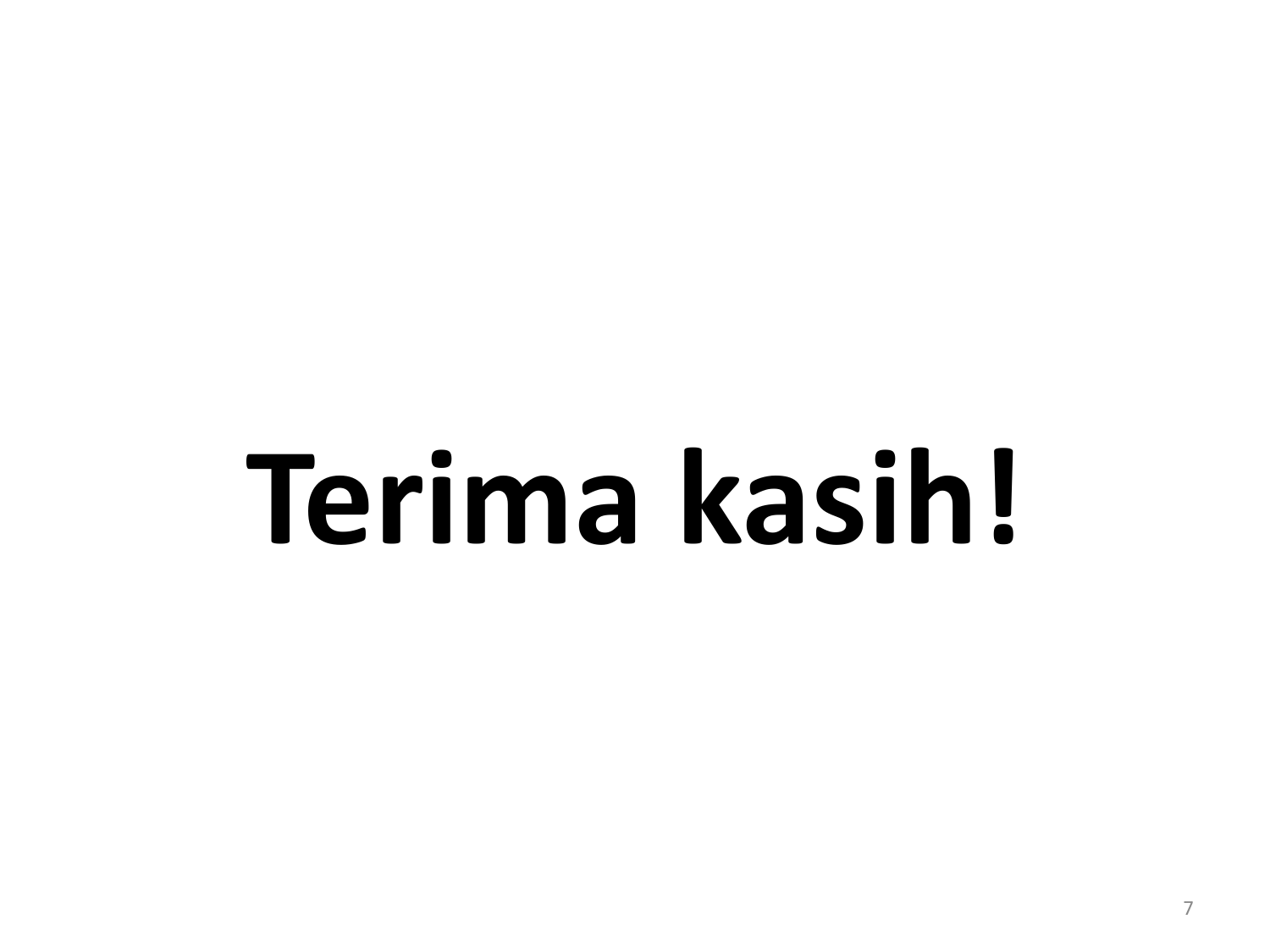# Terima kasih!